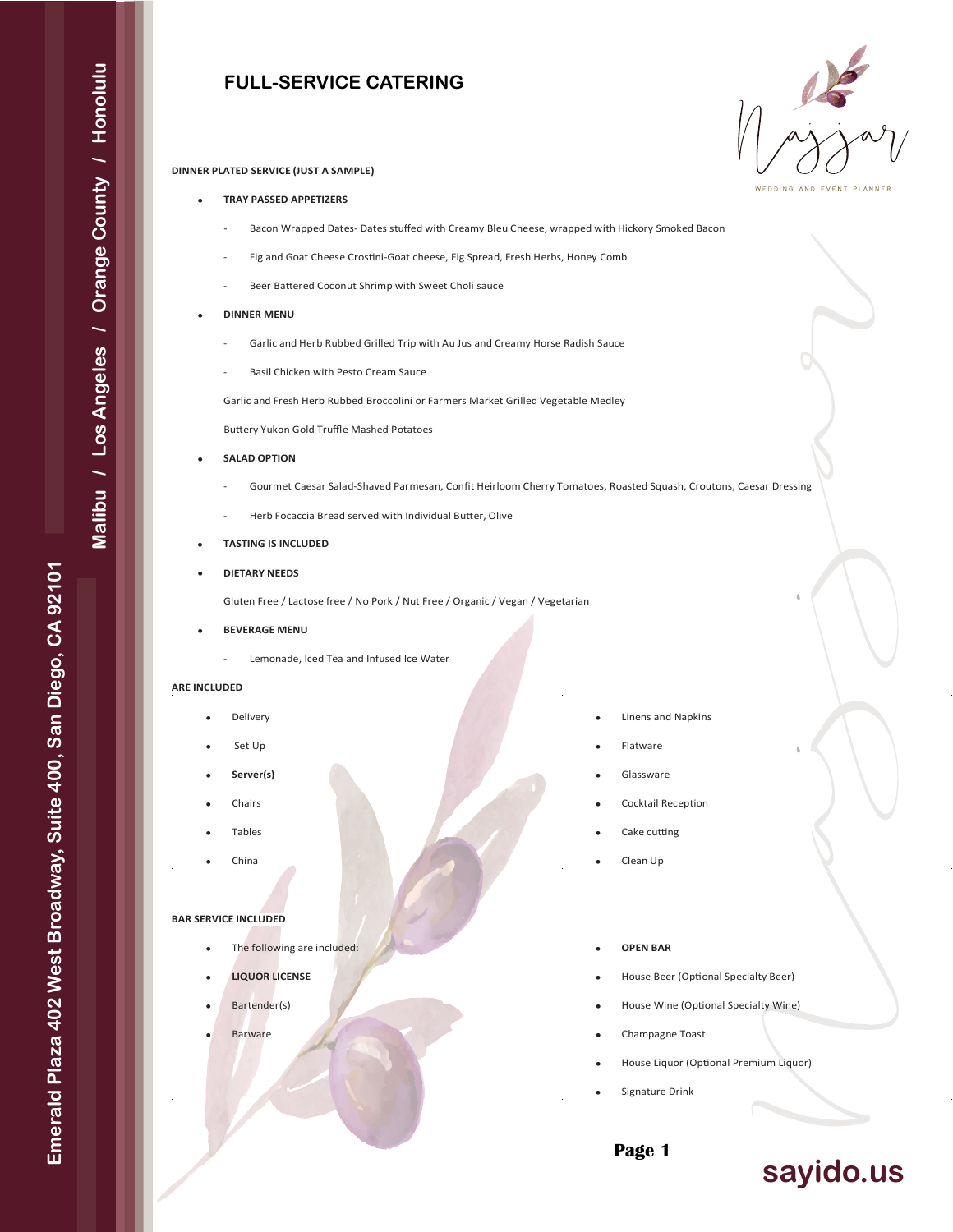Malibu / Los Angeles / Orange County / Honolulu

Emerald Plaza 402 West Broadway, Suite 400, San Diego, CA 92101

# FULL-SERVICE CATERING

Najjar
WEDDING AND EVENT PLANNER

**DINNER PLATED SERVICE (JUST A SAMPLE)**

- **TRAY PASSED APPETIZERS**
  - Bacon Wrapped Dates- Dates stuffed with Creamy Bleu Cheese, wrapped with Hickory Smoked Bacon
  - Fig and Goat Cheese Crostini-Goat cheese, Fig Spread, Fresh Herbs, Honey Comb
  - Beer Battered Coconut Shrimp with Sweet Choli sauce
- **DINNER MENU**
  - Garlic and Herb Rubbed Grilled Trip with Au Jus and Creamy Horse Radish Sauce
  - Basil Chicken with Pesto Cream Sauce

  Garlic and Fresh Herb Rubbed Broccolini or Farmers Market Grilled Vegetable Medley

  Buttery Yukon Gold Truffle Mashed Potatoes
- **SALAD OPTION**
  - Gourmet Caesar Salad-Shaved Parmesan, Confit Heirloom Cherry Tomatoes, Roasted Squash, Croutons, Caesar Dressing
  - Herb Focaccia Bread served with Individual Butter, Olive
- **TASTING IS INCLUDED**
- **DIETARY NEEDS**

  Gluten Free / Lactose free / No Pork / Nut Free / Organic / Vegan / Vegetarian
- **BEVERAGE MENU**
  - Lemonade, Iced Tea and Infused Ice Water

**ARE INCLUDED**

- Delivery
- Set Up
- **Server(s)**
- Chairs
- Tables
- China
- Linens and Napkins
- Flatware
- Glassware
- Cocktail Reception
- Cake cutting
- Clean Up

**BAR SERVICE INCLUDED**

- The following are included:
- **LIQUOR LICENSE**
- Bartender(s)
- Barware
- **OPEN BAR**
- House Beer (Optional Specialty Beer)
- House Wine (Optional Specialty Wine)
- Champagne Toast
- House Liquor (Optional Premium Liquor)
- Signature Drink

sayido.us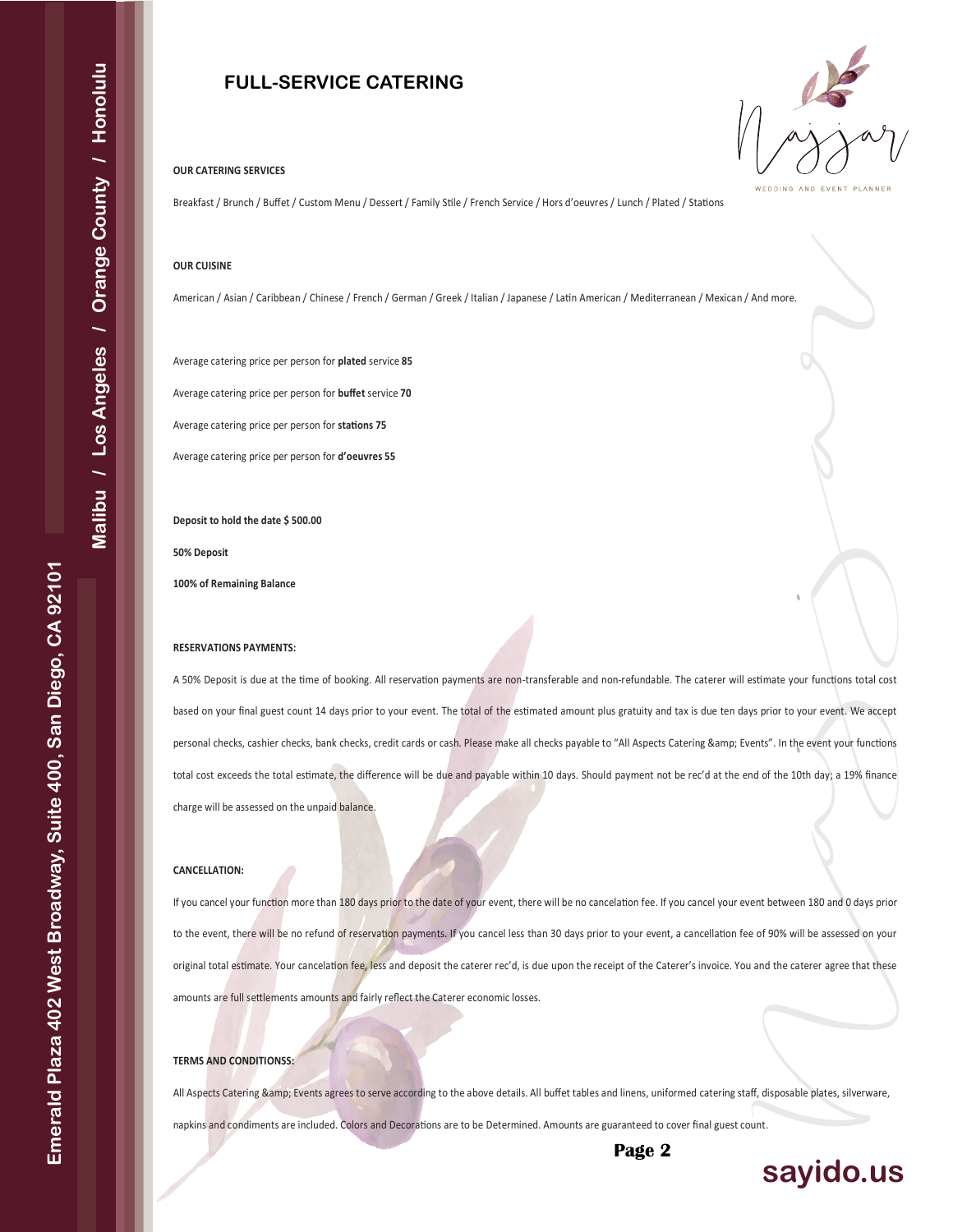# FULL-SERVICE CATERING

**OUR CATERING SERVICES**

Breakfast / Brunch / Buffet / Custom Menu / Dessert / Family Stile / French Service / Hors d'oeuvres / Lunch / Plated / Stations

**OUR CUISINE**

American / Asian / Caribbean / Chinese / French / German / Greek / Italian / Japanese / Latin American / Mediterranean / Mexican / And more.

Average catering price per person for **plated** service **85**

Average catering price per person for **buffet** service **70**

Average catering price per person for **stations 75**

Average catering price per person for **d'oeuvres 55**

**Deposit to hold the date $ 500.00**

**50% Deposit**

**100% of Remaining Balance**

**RESERVATIONS PAYMENTS:**

A 50% Deposit is due at the time of booking. All reservation payments are non-transferable and non-refundable. The caterer will estimate your functions total cost based on your final guest count 14 days prior to your event. The total of the estimated amount plus gratuity and tax is due ten days prior to your event. We accept personal checks, cashier checks, bank checks, credit cards or cash. Please make all checks payable to "All Aspects Catering &amp; Events". In the event your functions total cost exceeds the total estimate, the difference will be due and payable within 10 days. Should payment not be rec'd at the end of the 10th day; a 19% finance charge will be assessed on the unpaid balance.

**CANCELLATION:**

If you cancel your function more than 180 days prior to the date of your event, there will be no cancelation fee. If you cancel your event between 180 and 0 days prior to the event, there will be no refund of reservation payments. If you cancel less than 30 days prior to your event, a cancellation fee of 90% will be assessed on your original total estimate. Your cancelation fee, less and deposit the caterer rec'd, is due upon the receipt of the Caterer's invoice. You and the caterer agree that these amounts are full settlements amounts and fairly reflect the Caterer economic losses.

**TERMS AND CONDITIONSS:**

All Aspects Catering &amp; Events agrees to serve according to the above details. All buffet tables and linens, uniformed catering staff, disposable plates, silverware, napkins and condiments are included. Colors and Decorations are to be Determined. Amounts are guaranteed to cover final guest count.